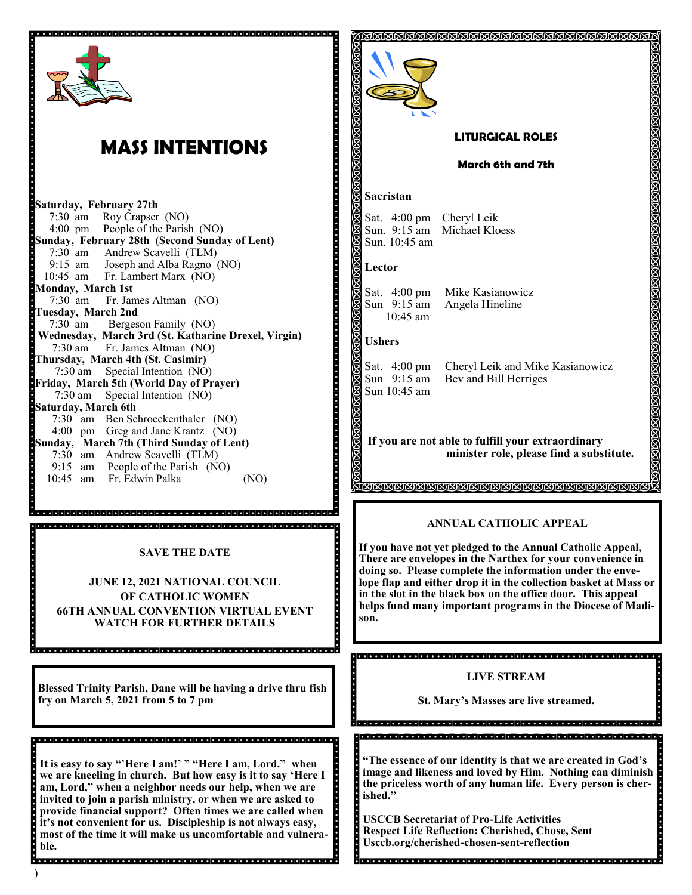# MASS INTENTIONS

**Saturday, February 27th**
7:30 am Roy Crapser (NO)
4:00 pm People of the Parish (NO)

**Sunday, February 28th (Second Sunday of Lent)**
7:30 am Andrew Scavelli (TLM)
9:15 am Joseph and Alba Ragno (NO)
10:45 am Fr. Lambert Marx (NO)

**Monday, March 1st**
7:30 am Fr. James Altman (NO)

**Tuesday, March 2nd**
7:30 am Bergeson Family (NO)

**Wednesday, March 3rd (St. Katharine Drexel, Virgin)**
7:30 am Fr. James Altman (NO)

**Thursday, March 4th (St. Casimir)**
7:30 am Special Intention (NO)

**Friday, March 5th (World Day of Prayer)**
7:30 am Special Intention (NO)

**Saturday, March 6th**
7:30 am Ben Schroeckenthaler (NO)
4:00 pm Greg and Jane Krantz (NO)

**Sunday, March 7th (Third Sunday of Lent)**
7:30 am Andrew Scavelli (TLM)
9:15 am People of the Parish (NO)
10:45 am Fr. Edwin Palka (NO)

## SAVE THE DATE

**JUNE 12, 2021 NATIONAL COUNCIL OF CATHOLIC WOMEN**
**66TH ANNUAL CONVENTION VIRTUAL EVENT**
**WATCH FOR FURTHER DETAILS**

**Blessed Trinity Parish, Dane will be having a drive thru fish fry on March 5, 2021 from 5 to 7 pm**

**It is easy to say "'Here I am!' " "Here I am, Lord." when we are kneeling in church. But how easy is it to say 'Here I am, Lord," when a neighbor needs our help, when we are invited to join a parish ministry, or when we are asked to provide financial support? Often times we are called when it's not convenient for us. Discipleship is not always easy, most of the time it will make us uncomfortable and vulnerable.**

## LITURGICAL ROLES

**March 6th and 7th**

**Sacristan**

Sat. 4:00 pm Cheryl Leik
Sun. 9:15 am Michael Kloess
Sun. 10:45 am

**Lector**

Sat. 4:00 pm Mike Kasianowicz
Sun 9:15 am Angela Hineline
10:45 am

**Ushers**

Sat. 4:00 pm Cheryl Leik and Mike Kasianowicz
Sun 9:15 am Bev and Bill Herriges
Sun 10:45 am

**If you are not able to fulfill your extraordinary minister role, please find a substitute.**

## ANNUAL CATHOLIC APPEAL

**If you have not yet pledged to the Annual Catholic Appeal, There are envelopes in the Narthex for your convenience in doing so. Please complete the information under the envelope flap and either drop it in the collection basket at Mass or in the slot in the black box on the office door. This appeal helps fund many important programs in the Diocese of Madison.**

## LIVE STREAM

**St. Mary's Masses are live streamed.**

**"The essence of our identity is that we are created in God's image and likeness and loved by Him. Nothing can diminish the priceless worth of any human life. Every person is cherished."**

**USCCB Secretariat of Pro-Life Activities**
**Respect Life Reflection: Cherished, Chose, Sent**
**Usccb.org/cherished-chosen-sent-reflection**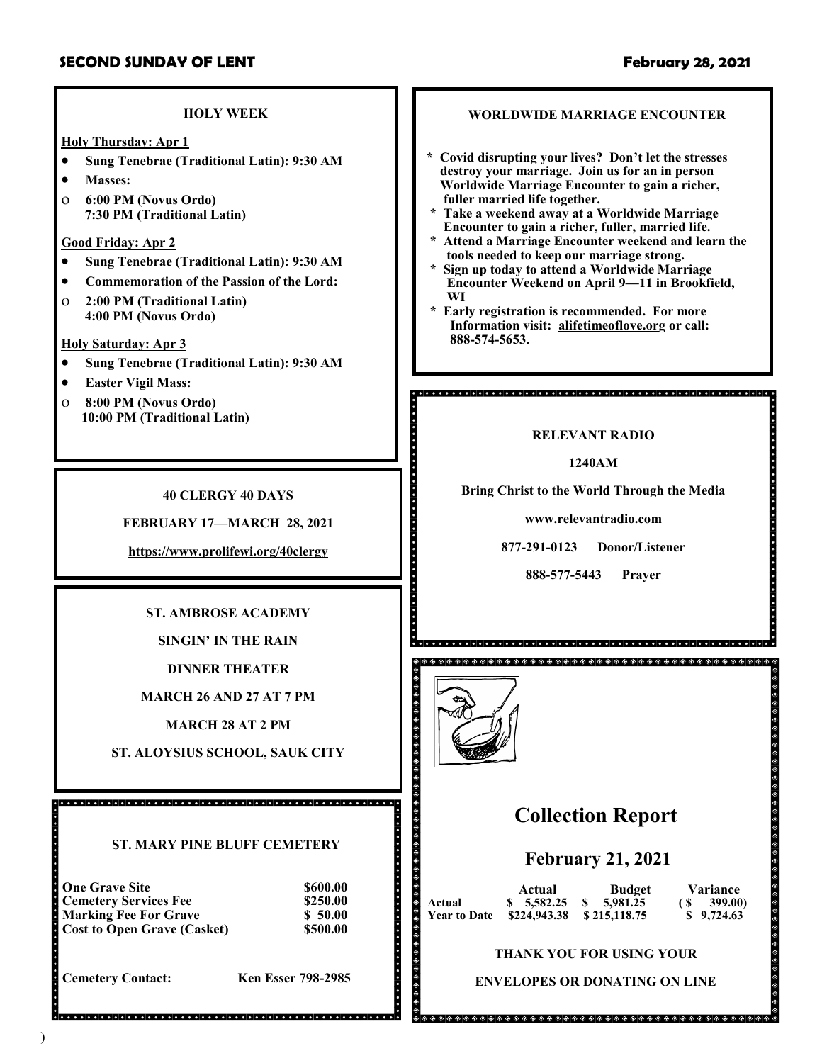## HOLY WEEK

**Holy Thursday: Apr 1**

- **Sung Tenebrae (Traditional Latin): 9:30 AM**
- **Masses:**
  - **6:00 PM (Novus Ordo)**
  - **7:30 PM (Traditional Latin)**

**Good Friday: Apr 2**

- **Sung Tenebrae (Traditional Latin): 9:30 AM**
- **Commemoration of the Passion of the Lord:**
  - **2:00 PM (Traditional Latin)**
  - **4:00 PM (Novus Ordo)**

**Holy Saturday: Apr 3**

- **Sung Tenebrae (Traditional Latin): 9:30 AM**
- **Easter Vigil Mass:**
  - **8:00 PM (Novus Ordo)**
  - **10:00 PM (Traditional Latin)**

## 40 CLERGY 40 DAYS

**FEBRUARY 17—MARCH 28, 2021**

**https://www.prolifewi.org/40clergy**

## ST. AMBROSE ACADEMY

**SINGIN' IN THE RAIN**

**DINNER THEATER**

**MARCH 26 AND 27 AT 7 PM**

**MARCH 28 AT 2 PM**

**ST. ALOYSIUS SCHOOL, SAUK CITY**

## ST. MARY PINE BLUFF CEMETERY

| | |
|---|---|
| **One Grave Site** | **$600.00** |
| **Cemetery Services Fee** | **$250.00** |
| **Marking Fee For Grave** | **$ 50.00** |
| **Cost to Open Grave (Casket)** | **$500.00** |

**Cemetery Contact:** **Ken Esser 798-2985**

## WORLDWIDE MARRIAGE ENCOUNTER

- **Covid disrupting your lives? Don't let the stresses destroy your marriage. Join us for an in person Worldwide Marriage Encounter to gain a richer, fuller married life together.**
- **Take a weekend away at a Worldwide Marriage Encounter to gain a richer, fuller, married life.**
- **Attend a Marriage Encounter weekend and learn the tools needed to keep our marriage strong.**
- **Sign up today to attend a Worldwide Marriage Encounter Weekend on April 9—11 in Brookfield, WI**
- **Early registration is recommended. For more Information visit: alifetimeoflove.org or call: 888-574-5653.**

## RELEVANT RADIO

**1240AM**

**Bring Christ to the World Through the Media**

**www.relevantradio.com**

**877-291-0123 Donor/Listener**

**888-577-5443 Prayer**

# Collection Report

## February 21, 2021

| | Actual | Budget | Variance |
|---|---|---|---|
| **Actual** | **$ 5,582.25** | **$ 5,981.25** | **( $ 399.00)** |
| **Year to Date** | **$224,943.38** | **$ 215,118.75** | **$ 9,724.63** |

**THANK YOU FOR USING YOUR ENVELOPES OR DONATING ON LINE**